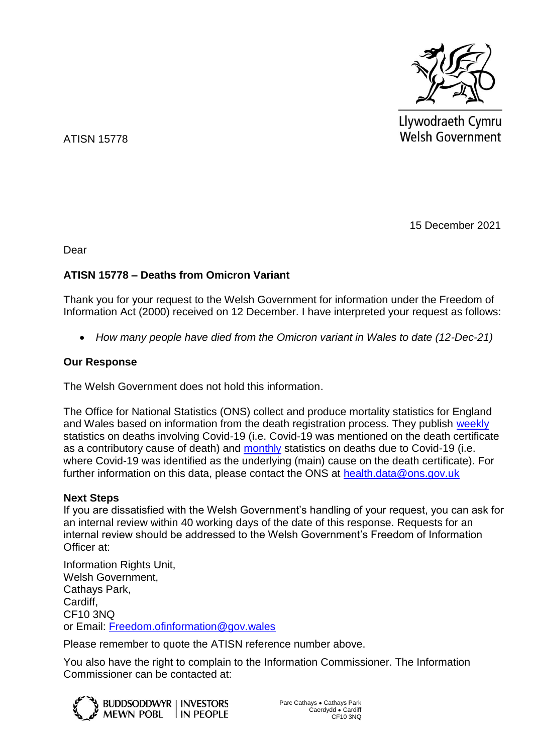ATISN 15778

Llywodraeth Cymru
Welsh Government

15 December 2021

Dear

**ATISN 15778 – Deaths from Omicron Variant**

Thank you for your request to the Welsh Government for information under the Freedom of Information Act (2000) received on 12 December. I have interpreted your request as follows:

- *How many people have died from the Omicron variant in Wales to date (12-Dec-21)*

**Our Response**

The Welsh Government does not hold this information.

The Office for National Statistics (ONS) collect and produce mortality statistics for England and Wales based on information from the death registration process. They publish weekly statistics on deaths involving Covid-19 (i.e. Covid-19 was mentioned on the death certificate as a contributory cause of death) and monthly statistics on deaths due to Covid-19 (i.e. where Covid-19 was identified as the underlying (main) cause on the death certificate). For further information on this data, please contact the ONS at health.data@ons.gov.uk

**Next Steps**

If you are dissatisfied with the Welsh Government's handling of your request, you can ask for an internal review within 40 working days of the date of this response. Requests for an internal review should be addressed to the Welsh Government's Freedom of Information Officer at:

Information Rights Unit,
Welsh Government,
Cathays Park,
Cardiff,
CF10 3NQ
or Email: Freedom.ofinformation@gov.wales

Please remember to quote the ATISN reference number above.

You also have the right to complain to the Information Commissioner. The Information Commissioner can be contacted at: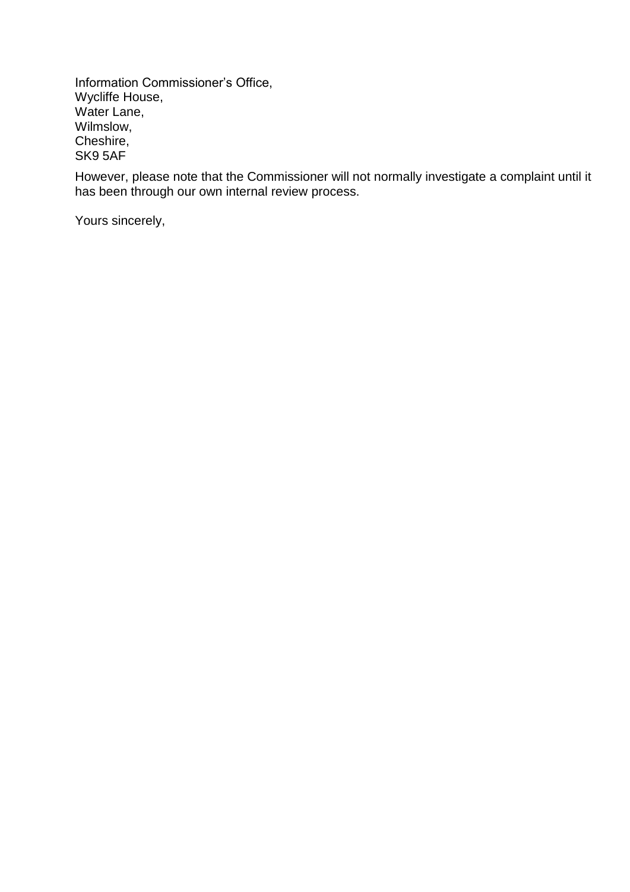Information Commissioner's Office,  
Wycliffe House,  
Water Lane,  
Wilmslow,  
Cheshire,  
SK9 5AF

However, please note that the Commissioner will not normally investigate a complaint until it has been through our own internal review process.

Yours sincerely,